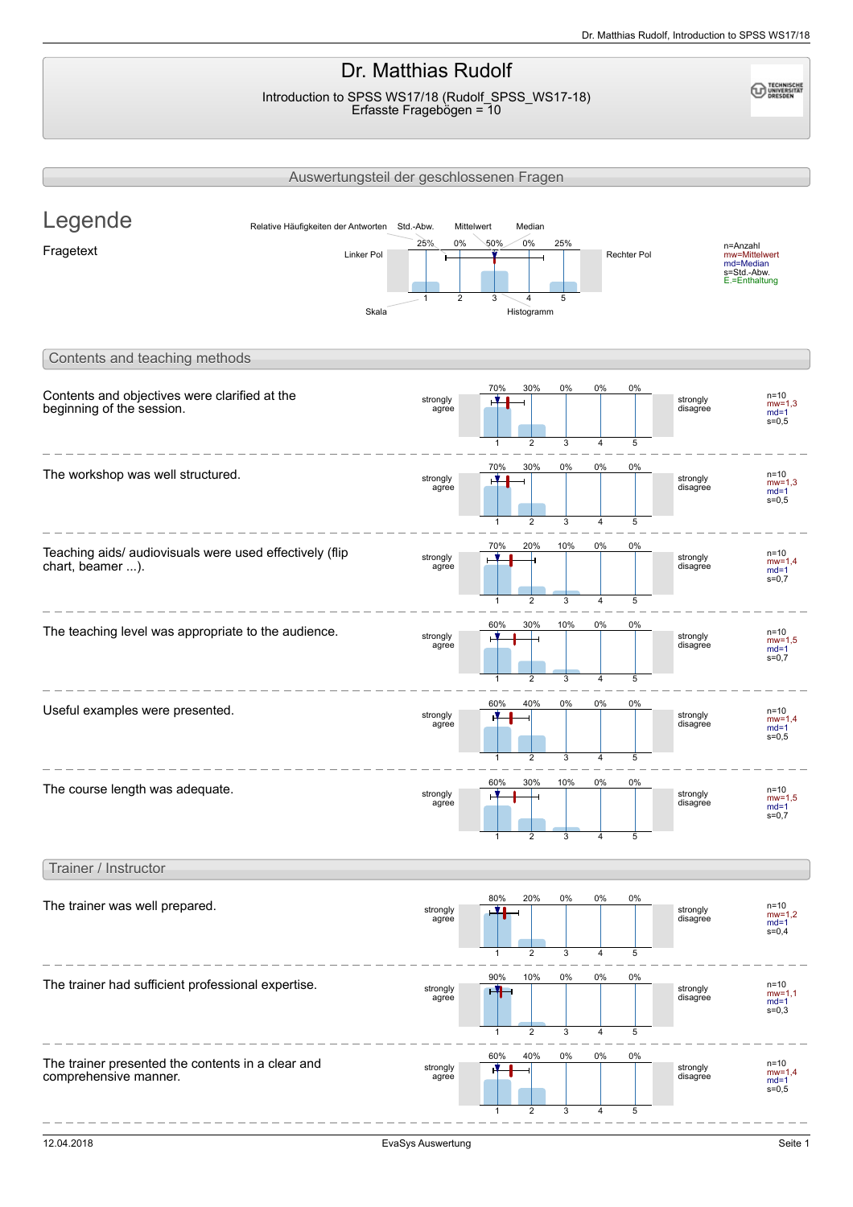# Dr. Matthias Rudolf

Introduction to SPSS WS17/18 (Rudolf_SPSS_WS17-18)
Erfasste Fragebögen = 10

## Auswertungsteil der geschlossenen Fragen

## Legende

Fragetext

Relative Häufigkeiten der Antworten — Std.-Abw. — Mittelwert — Median

Linker Pol — Skala (1–5) — Histogramm — Rechter Pol

n=Anzahl
mw=Mittelwert
md=Median
s=Std.-Abw.
E.=Enthaltung

## Contents and teaching methods

| Question | Left pole | 1 | 2 | 3 | 4 | 5 | Right pole | Statistics |
|---|---|---|---|---|---|---|---|---|
| Contents and objectives were clarified at the beginning of the session. | strongly agree | 70% | 30% | 0% | 0% | 0% | strongly disagree | n=10, mw=1,3, md=1, s=0,5 |
| The workshop was well structured. | strongly agree | 70% | 30% | 0% | 0% | 0% | strongly disagree | n=10, mw=1,3, md=1, s=0,5 |
| Teaching aids/ audiovisuals were used effectively (flip chart, beamer ...). | strongly agree | 70% | 20% | 10% | 0% | 0% | strongly disagree | n=10, mw=1,4, md=1, s=0,7 |
| The teaching level was appropriate to the audience. | strongly agree | 60% | 30% | 10% | 0% | 0% | strongly disagree | n=10, mw=1,5, md=1, s=0,7 |
| Useful examples were presented. | strongly agree | 60% | 40% | 0% | 0% | 0% | strongly disagree | n=10, mw=1,4, md=1, s=0,5 |
| The course length was adequate. | strongly agree | 60% | 30% | 10% | 0% | 0% | strongly disagree | n=10, mw=1,5, md=1, s=0,7 |

## Trainer / Instructor

| Question | Left pole | 1 | 2 | 3 | 4 | 5 | Right pole | Statistics |
|---|---|---|---|---|---|---|---|---|
| The trainer was well prepared. | strongly agree | 80% | 20% | 0% | 0% | 0% | strongly disagree | n=10, mw=1,2, md=1, s=0,4 |
| The trainer had sufficient professional expertise. | strongly agree | 90% | 10% | 0% | 0% | 0% | strongly disagree | n=10, mw=1,1, md=1, s=0,3 |
| The trainer presented the contents in a clear and comprehensive manner. | strongly agree | 60% | 40% | 0% | 0% | 0% | strongly disagree | n=10, mw=1,4, md=1, s=0,5 |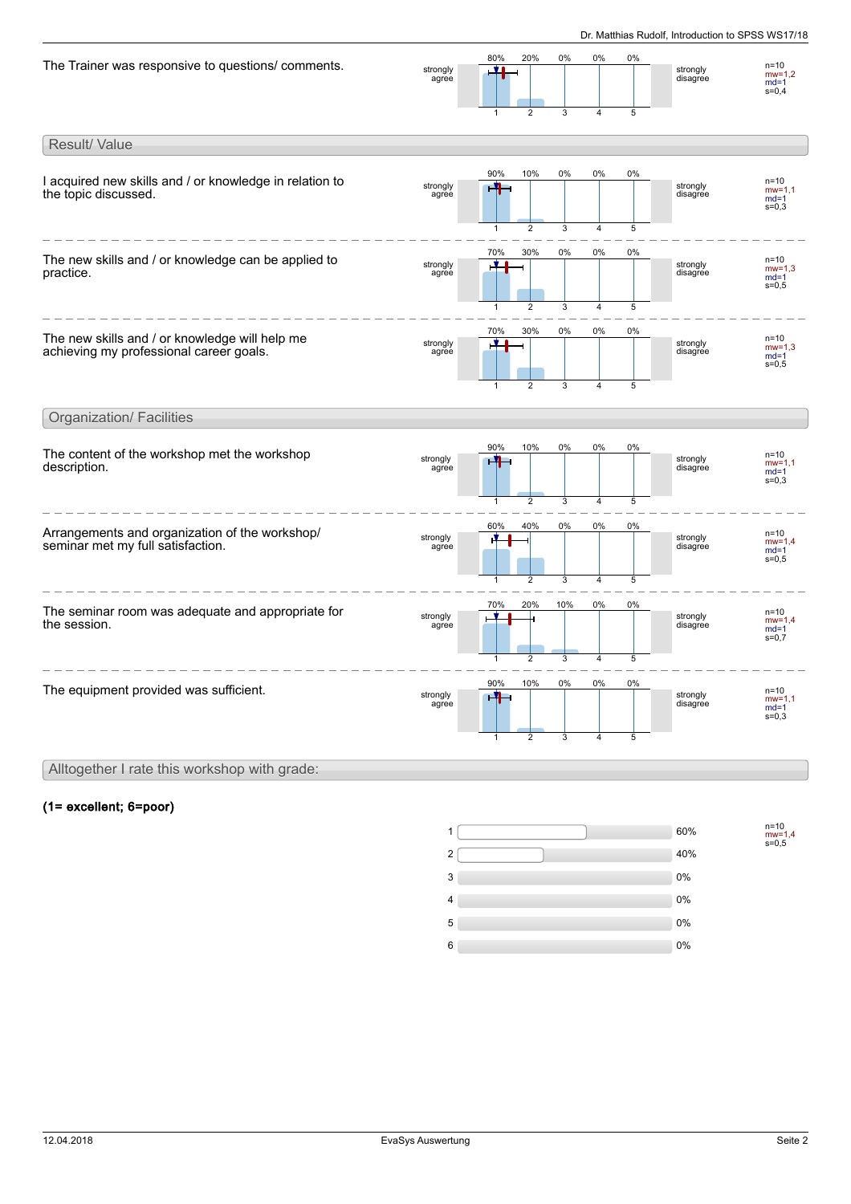The Trainer was responsive to questions/ comments.

| strongly agree | 1 | 2 | 3 | 4 | 5 | strongly disagree | |
|---|---|---|---|---|---|---|---|
| | 80% | 20% | 0% | 0% | 0% | | n=10, mw=1,2, md=1, s=0,4 |

## Result/ Value

I acquired new skills and / or knowledge in relation to the topic discussed.

| strongly agree | 1 | 2 | 3 | 4 | 5 | strongly disagree | |
|---|---|---|---|---|---|---|---|
| | 90% | 10% | 0% | 0% | 0% | | n=10, mw=1,1, md=1, s=0,3 |

The new skills and / or knowledge can be applied to practice.

| strongly agree | 1 | 2 | 3 | 4 | 5 | strongly disagree | |
|---|---|---|---|---|---|---|---|
| | 70% | 30% | 0% | 0% | 0% | | n=10, mw=1,3, md=1, s=0,5 |

The new skills and / or knowledge will help me achieving my professional career goals.

| strongly agree | 1 | 2 | 3 | 4 | 5 | strongly disagree | |
|---|---|---|---|---|---|---|---|
| | 70% | 30% | 0% | 0% | 0% | | n=10, mw=1,3, md=1, s=0,5 |

## Organization/ Facilities

The content of the workshop met the workshop description.

| strongly agree | 1 | 2 | 3 | 4 | 5 | strongly disagree | |
|---|---|---|---|---|---|---|---|
| | 90% | 10% | 0% | 0% | 0% | | n=10, mw=1,1, md=1, s=0,3 |

Arrangements and organization of the workshop/ seminar met my full satisfaction.

| strongly agree | 1 | 2 | 3 | 4 | 5 | strongly disagree | |
|---|---|---|---|---|---|---|---|
| | 60% | 40% | 0% | 0% | 0% | | n=10, mw=1,4, md=1, s=0,5 |

The seminar room was adequate and appropriate for the session.

| strongly agree | 1 | 2 | 3 | 4 | 5 | strongly disagree | |
|---|---|---|---|---|---|---|---|
| | 70% | 20% | 10% | 0% | 0% | | n=10, mw=1,4, md=1, s=0,7 |

The equipment provided was sufficient.

| strongly agree | 1 | 2 | 3 | 4 | 5 | strongly disagree | |
|---|---|---|---|---|---|---|---|
| | 90% | 10% | 0% | 0% | 0% | | n=10, mw=1,1, md=1, s=0,3 |

## Alltogether I rate this workshop with grade:

**(1= excellent; 6=poor)**

| Grade | Percentage |
|---|---|
| 1 | 60% |
| 2 | 40% |
| 3 | 0% |
| 4 | 0% |
| 5 | 0% |
| 6 | 0% |

n=10
mw=1,4
s=0,5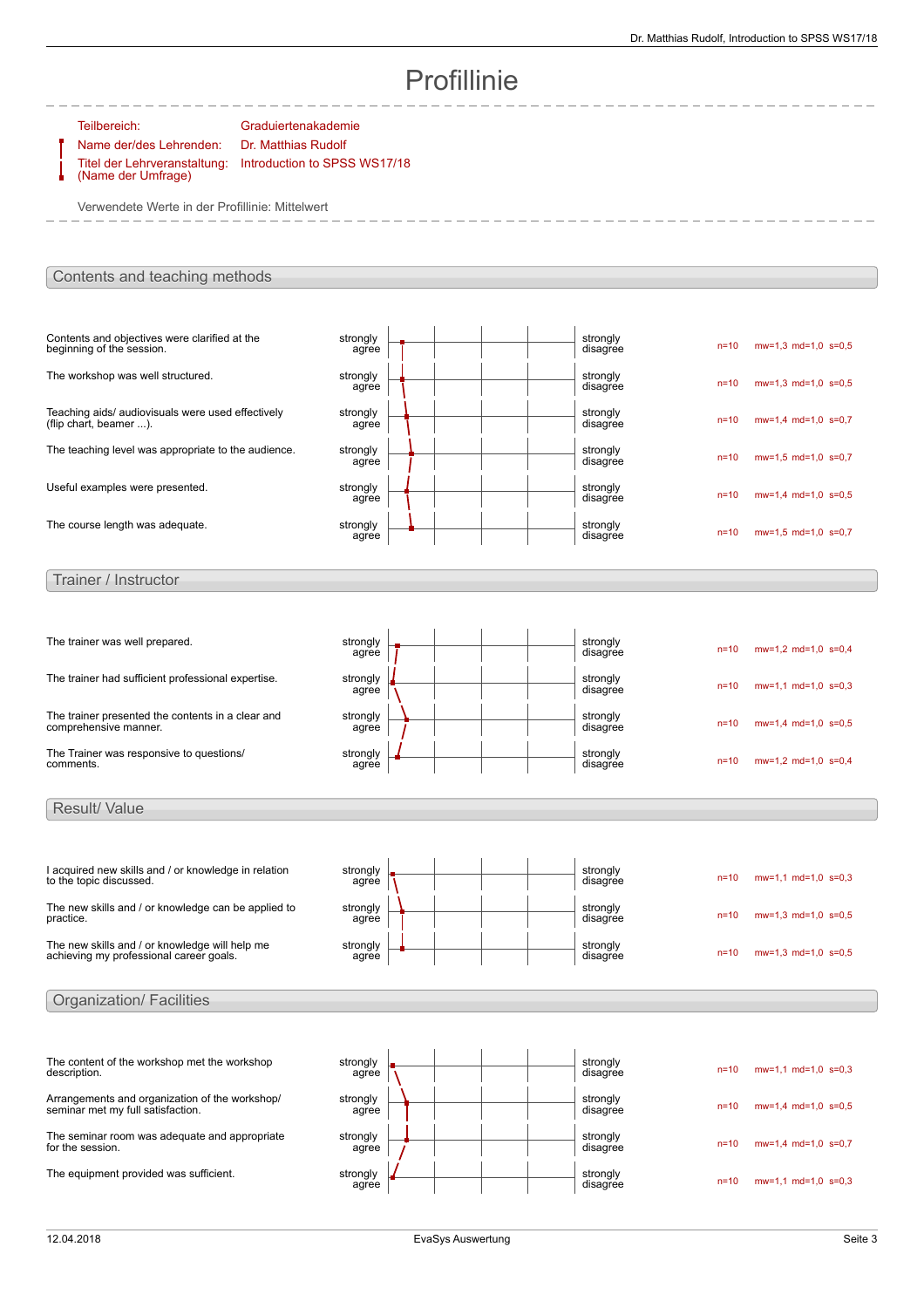# Profillinie

| | |
|---|---|
| Teilbereich: | Graduiertenakademie |
| Name der/des Lehrenden: | Dr. Matthias Rudolf |
| Titel der Lehrveranstaltung: (Name der Umfrage) | Introduction to SPSS WS17/18 |

Verwendete Werte in der Profillinie: Mittelwert

## Contents and teaching methods

| Item | Left pole | Right pole | n | mw | md | s |
|---|---|---|---|---|---|---|
| Contents and objectives were clarified at the beginning of the session. | strongly agree | strongly disagree | n=10 | mw=1,3 | md=1,0 | s=0,5 |
| The workshop was well structured. | strongly agree | strongly disagree | n=10 | mw=1,3 | md=1,0 | s=0,5 |
| Teaching aids/ audiovisuals were used effectively (flip chart, beamer ...). | strongly agree | strongly disagree | n=10 | mw=1,4 | md=1,0 | s=0,7 |
| The teaching level was appropriate to the audience. | strongly agree | strongly disagree | n=10 | mw=1,5 | md=1,0 | s=0,7 |
| Useful examples were presented. | strongly agree | strongly disagree | n=10 | mw=1,4 | md=1,0 | s=0,5 |
| The course length was adequate. | strongly agree | strongly disagree | n=10 | mw=1,5 | md=1,0 | s=0,7 |

## Trainer / Instructor

| Item | Left pole | Right pole | n | mw | md | s |
|---|---|---|---|---|---|---|
| The trainer was well prepared. | strongly agree | strongly disagree | n=10 | mw=1,2 | md=1,0 | s=0,4 |
| The trainer had sufficient professional expertise. | strongly agree | strongly disagree | n=10 | mw=1,1 | md=1,0 | s=0,3 |
| The trainer presented the contents in a clear and comprehensive manner. | strongly agree | strongly disagree | n=10 | mw=1,4 | md=1,0 | s=0,5 |
| The Trainer was responsive to questions/ comments. | strongly agree | strongly disagree | n=10 | mw=1,2 | md=1,0 | s=0,4 |

## Result/ Value

| Item | Left pole | Right pole | n | mw | md | s |
|---|---|---|---|---|---|---|
| I acquired new skills and / or knowledge in relation to the topic discussed. | strongly agree | strongly disagree | n=10 | mw=1,1 | md=1,0 | s=0,3 |
| The new skills and / or knowledge can be applied to practice. | strongly agree | strongly disagree | n=10 | mw=1,3 | md=1,0 | s=0,5 |
| The new skills and / or knowledge will help me achieving my professional career goals. | strongly agree | strongly disagree | n=10 | mw=1,3 | md=1,0 | s=0,5 |

## Organization/ Facilities

| Item | Left pole | Right pole | n | mw | md | s |
|---|---|---|---|---|---|---|
| The content of the workshop met the workshop description. | strongly agree | strongly disagree | n=10 | mw=1,1 | md=1,0 | s=0,3 |
| Arrangements and organization of the workshop/ seminar met my full satisfaction. | strongly agree | strongly disagree | n=10 | mw=1,4 | md=1,0 | s=0,5 |
| The seminar room was adequate and appropriate for the session. | strongly agree | strongly disagree | n=10 | mw=1,4 | md=1,0 | s=0,7 |
| The equipment provided was sufficient. | strongly agree | strongly disagree | n=10 | mw=1,1 | md=1,0 | s=0,3 |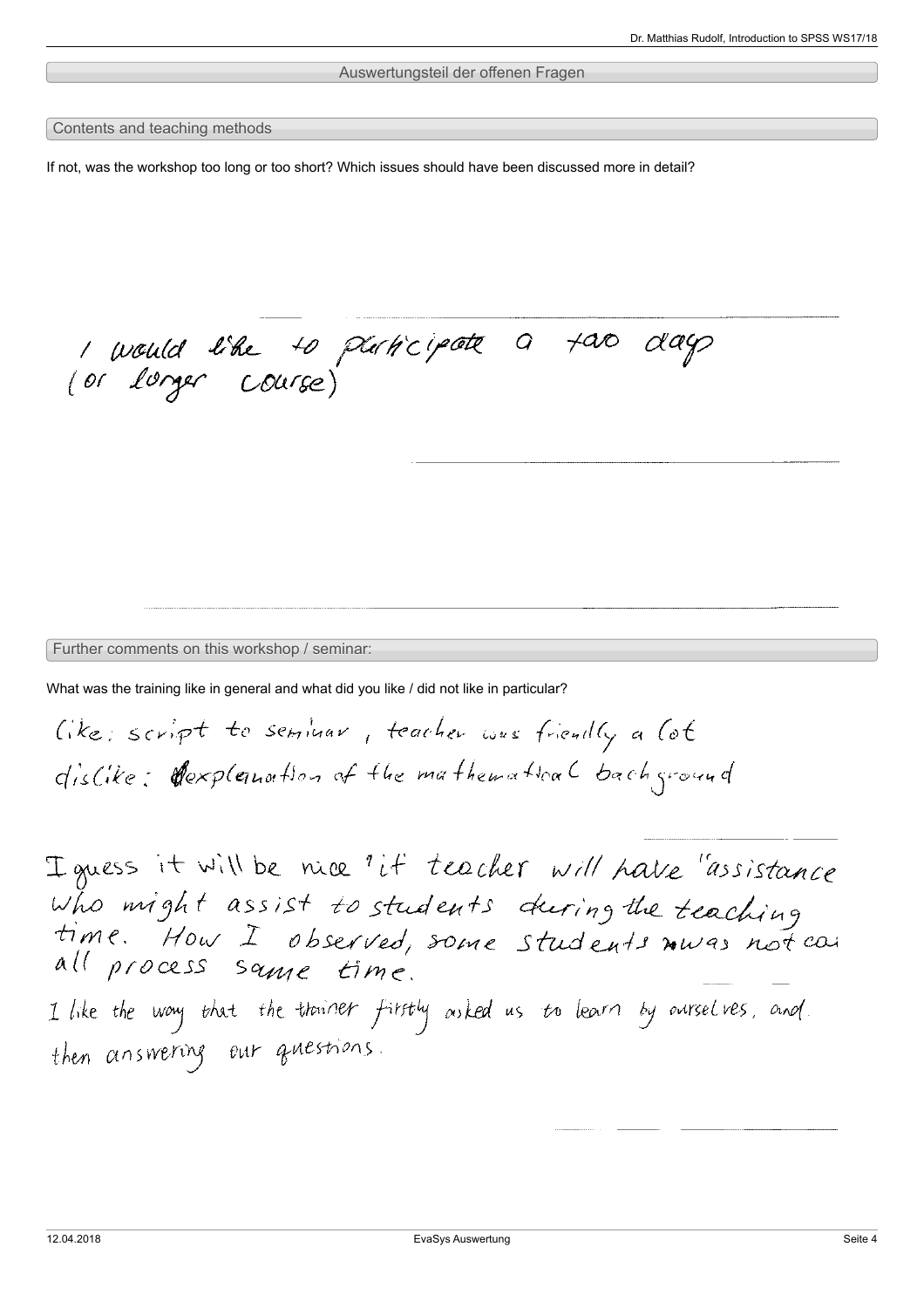Auswertungsteil der offenen Fragen

## Contents and teaching methods

If not, was the workshop too long or too short? Which issues should have been discussed more in detail?

I would like to participate a two days (or longer course)

## Further comments on this workshop / seminar:

What was the training like in general and what did you like / did not like in particular?

like: script to seminar, teacher was friendly a lot
dislike: explanation of the mathematical background

I guess it will be nice if teacher will have "assistance who might assist to students during the teaching time. How I observed, some students was not cai all process same time.

I like the way that the trainer firstly asked us to learn by ourselves, and then answering our questions.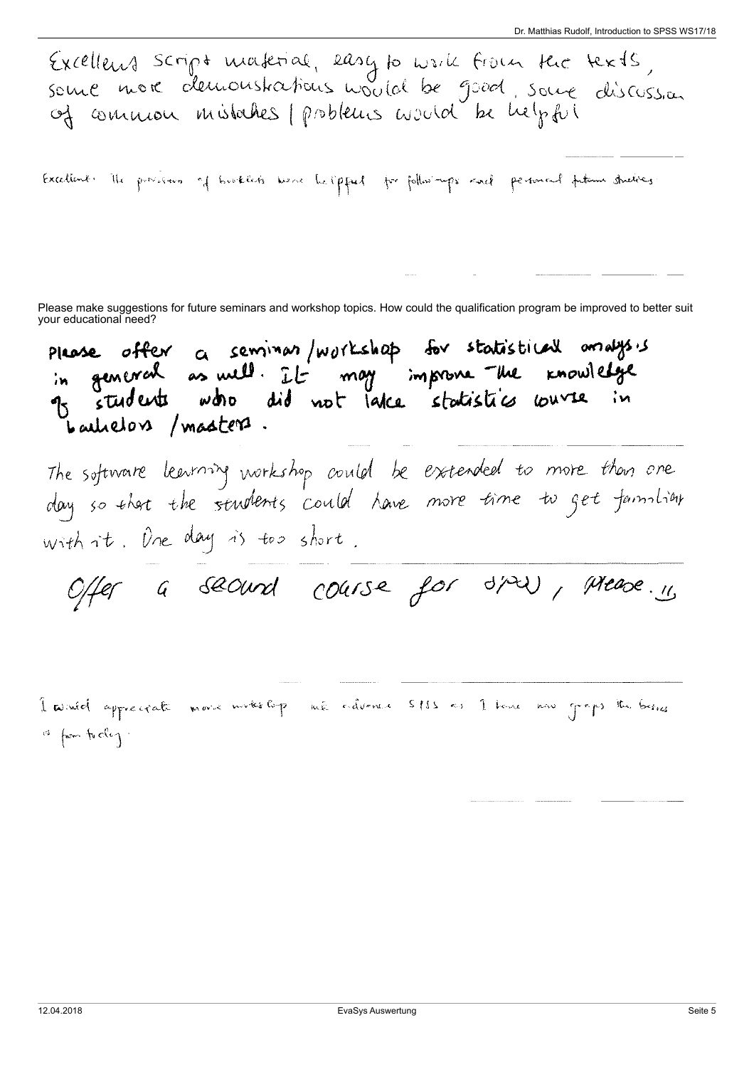Excellent script material, easy to work from the texts, some more demonstrations would be good. Some discussion of common mistakes / problems would be helpful

Excellent. The provision of booklets were helpful for follow-ups and personal future studies

Please make suggestions for future seminars and workshop topics. How could the qualification program be improved to better suit your educational need?

Please offer a seminar/workshop for statistical analysis in general as well. It may improve the knowledge of students who did not take statistics course in bachelors/masters.

The software learning workshop could be extended to more than one day so that the students could have more time to get familiar with it. One day is too short.

Offer a second course for SPSS, please.!!

I would appreciate more workshop in advance SPSS as I have now grasps the basics from today.